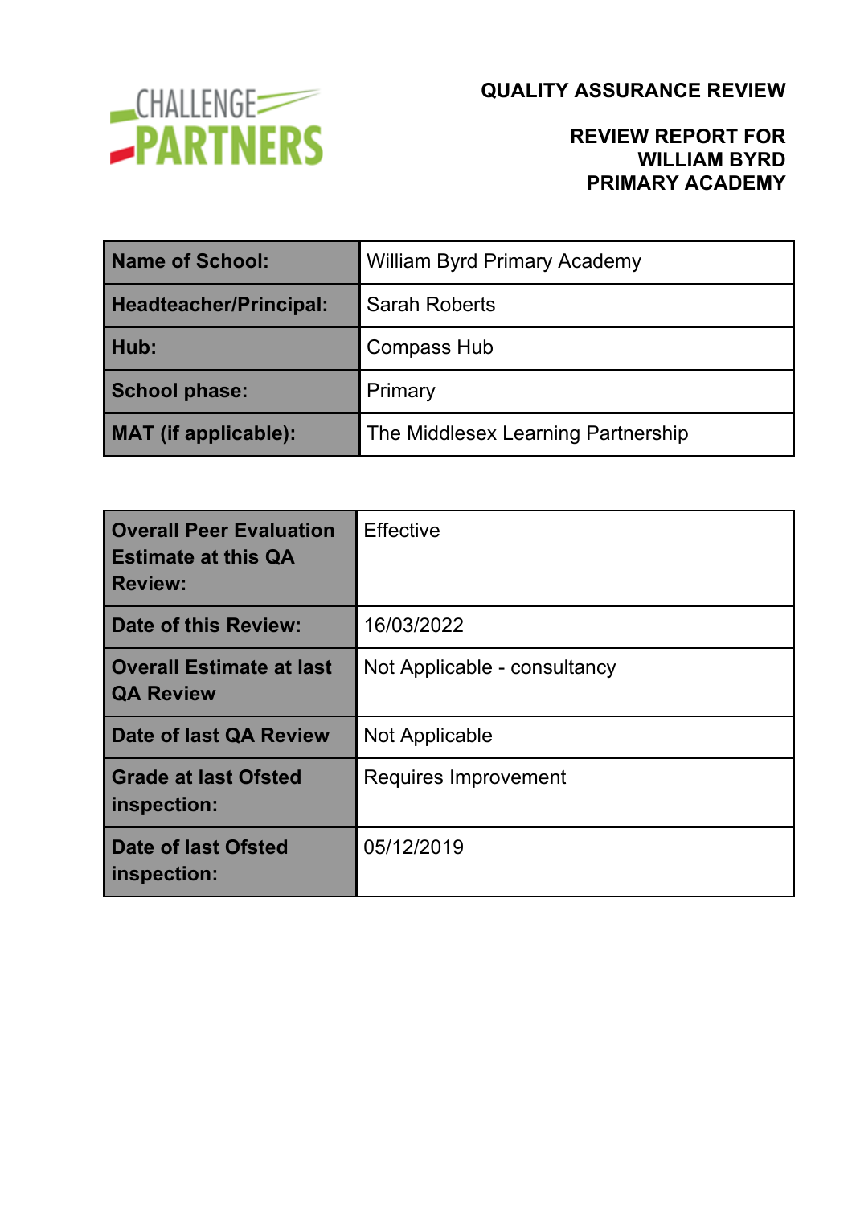CHALLENGE PARTNERS

# QUALITY ASSURANCE REVIEW

## REVIEW REPORT FOR WILLIAM BYRD PRIMARY ACADEMY

| | |
|---|---|
| **Name of School:** | William Byrd Primary Academy |
| **Headteacher/Principal:** | Sarah Roberts |
| **Hub:** | Compass Hub |
| **School phase:** | Primary |
| **MAT (if applicable):** | The Middlesex Learning Partnership |

| | |
|---|---|
| **Overall Peer Evaluation Estimate at this QA Review:** | Effective |
| **Date of this Review:** | 16/03/2022 |
| **Overall Estimate at last QA Review** | Not Applicable - consultancy |
| **Date of last QA Review** | Not Applicable |
| **Grade at last Ofsted inspection:** | Requires Improvement |
| **Date of last Ofsted inspection:** | 05/12/2019 |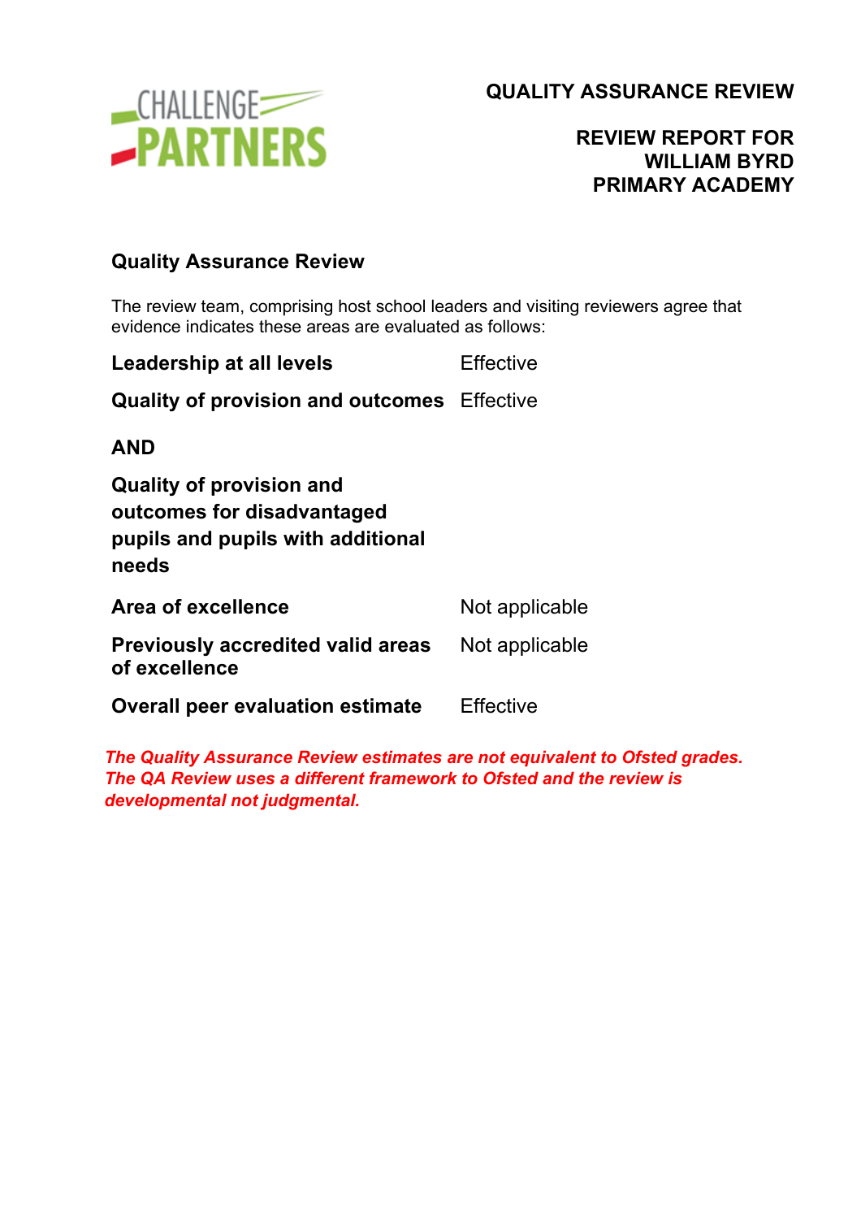**QUALITY ASSURANCE REVIEW**

**REVIEW REPORT FOR WILLIAM BYRD PRIMARY ACADEMY**

## Quality Assurance Review

The review team, comprising host school leaders and visiting reviewers agree that evidence indicates these areas are evaluated as follows:

| | |
|---|---|
| **Leadership at all levels** | Effective |
| **Quality of provision and outcomes** | Effective |
| **AND** | |
| **Quality of provision and outcomes for disadvantaged pupils and pupils with additional needs** | |
| **Area of excellence** | Not applicable |
| **Previously accredited valid areas of excellence** | Not applicable |
| **Overall peer evaluation estimate** | Effective |

***The Quality Assurance Review estimates are not equivalent to Ofsted grades. The QA Review uses a different framework to Ofsted and the review is developmental not judgmental.***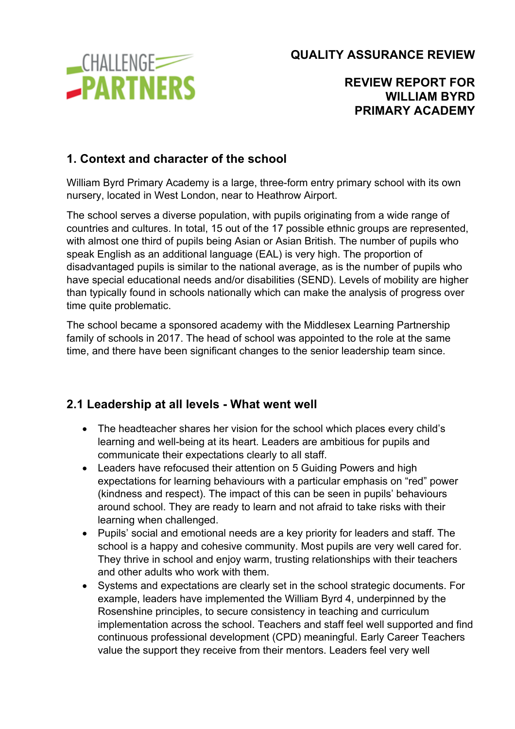**QUALITY ASSURANCE REVIEW**

**REVIEW REPORT FOR WILLIAM BYRD PRIMARY ACADEMY**

## 1. Context and character of the school

William Byrd Primary Academy is a large, three-form entry primary school with its own nursery, located in West London, near to Heathrow Airport.

The school serves a diverse population, with pupils originating from a wide range of countries and cultures. In total, 15 out of the 17 possible ethnic groups are represented, with almost one third of pupils being Asian or Asian British. The number of pupils who speak English as an additional language (EAL) is very high. The proportion of disadvantaged pupils is similar to the national average, as is the number of pupils who have special educational needs and/or disabilities (SEND). Levels of mobility are higher than typically found in schools nationally which can make the analysis of progress over time quite problematic.

The school became a sponsored academy with the Middlesex Learning Partnership family of schools in 2017. The head of school was appointed to the role at the same time, and there have been significant changes to the senior leadership team since.

## 2.1 Leadership at all levels - What went well

- The headteacher shares her vision for the school which places every child's learning and well-being at its heart. Leaders are ambitious for pupils and communicate their expectations clearly to all staff.
- Leaders have refocused their attention on 5 Guiding Powers and high expectations for learning behaviours with a particular emphasis on "red" power (kindness and respect). The impact of this can be seen in pupils' behaviours around school. They are ready to learn and not afraid to take risks with their learning when challenged.
- Pupils' social and emotional needs are a key priority for leaders and staff. The school is a happy and cohesive community. Most pupils are very well cared for. They thrive in school and enjoy warm, trusting relationships with their teachers and other adults who work with them.
- Systems and expectations are clearly set in the school strategic documents. For example, leaders have implemented the William Byrd 4, underpinned by the Rosenshine principles, to secure consistency in teaching and curriculum implementation across the school. Teachers and staff feel well supported and find continuous professional development (CPD) meaningful. Early Career Teachers value the support they receive from their mentors. Leaders feel very well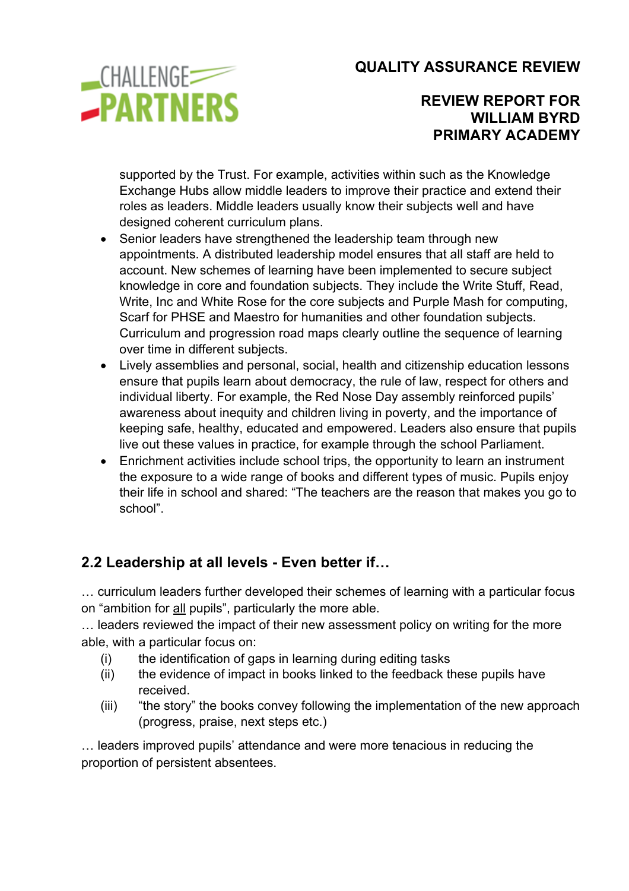supported by the Trust. For example, activities within such as the Knowledge Exchange Hubs allow middle leaders to improve their practice and extend their roles as leaders. Middle leaders usually know their subjects well and have designed coherent curriculum plans.

- Senior leaders have strengthened the leadership team through new appointments. A distributed leadership model ensures that all staff are held to account. New schemes of learning have been implemented to secure subject knowledge in core and foundation subjects. They include the Write Stuff, Read, Write, Inc and White Rose for the core subjects and Purple Mash for computing, Scarf for PHSE and Maestro for humanities and other foundation subjects. Curriculum and progression road maps clearly outline the sequence of learning over time in different subjects.
- Lively assemblies and personal, social, health and citizenship education lessons ensure that pupils learn about democracy, the rule of law, respect for others and individual liberty. For example, the Red Nose Day assembly reinforced pupils' awareness about inequity and children living in poverty, and the importance of keeping safe, healthy, educated and empowered. Leaders also ensure that pupils live out these values in practice, for example through the school Parliament.
- Enrichment activities include school trips, the opportunity to learn an instrument the exposure to a wide range of books and different types of music. Pupils enjoy their life in school and shared: "The teachers are the reason that makes you go to school".

## 2.2 Leadership at all levels - Even better if…

… curriculum leaders further developed their schemes of learning with a particular focus on "ambition for <u>all</u> pupils", particularly the more able.

… leaders reviewed the impact of their new assessment policy on writing for the more able, with a particular focus on:

(i) the identification of gaps in learning during editing tasks

(ii) the evidence of impact in books linked to the feedback these pupils have received.

(iii) "the story" the books convey following the implementation of the new approach (progress, praise, next steps etc.)

… leaders improved pupils' attendance and were more tenacious in reducing the proportion of persistent absentees.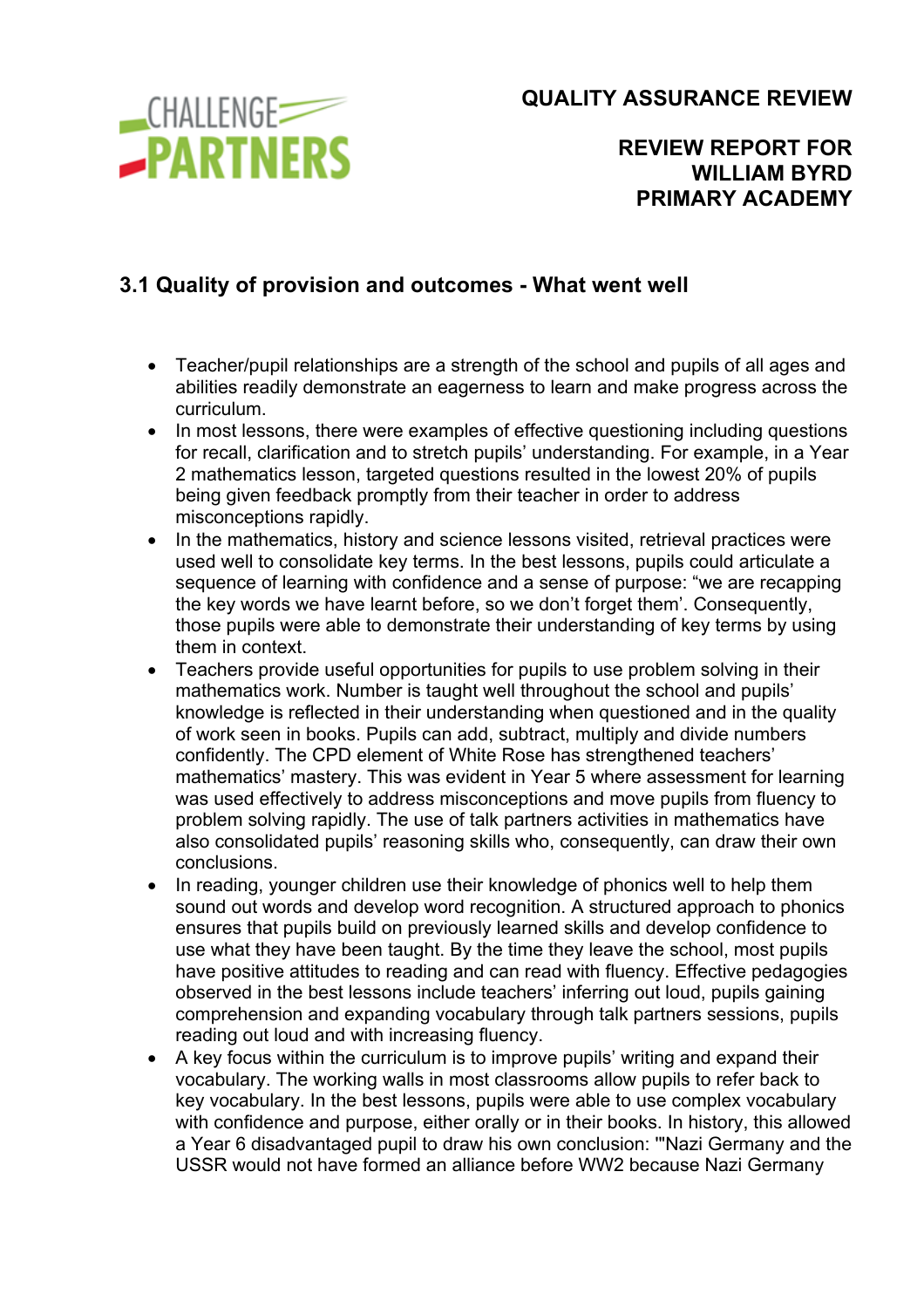## 3.1 Quality of provision and outcomes - What went well

- Teacher/pupil relationships are a strength of the school and pupils of all ages and abilities readily demonstrate an eagerness to learn and make progress across the curriculum.
- In most lessons, there were examples of effective questioning including questions for recall, clarification and to stretch pupils' understanding. For example, in a Year 2 mathematics lesson, targeted questions resulted in the lowest 20% of pupils being given feedback promptly from their teacher in order to address misconceptions rapidly.
- In the mathematics, history and science lessons visited, retrieval practices were used well to consolidate key terms. In the best lessons, pupils could articulate a sequence of learning with confidence and a sense of purpose: "we are recapping the key words we have learnt before, so we don't forget them'. Consequently, those pupils were able to demonstrate their understanding of key terms by using them in context.
- Teachers provide useful opportunities for pupils to use problem solving in their mathematics work. Number is taught well throughout the school and pupils' knowledge is reflected in their understanding when questioned and in the quality of work seen in books. Pupils can add, subtract, multiply and divide numbers confidently. The CPD element of White Rose has strengthened teachers' mathematics' mastery. This was evident in Year 5 where assessment for learning was used effectively to address misconceptions and move pupils from fluency to problem solving rapidly. The use of talk partners activities in mathematics have also consolidated pupils' reasoning skills who, consequently, can draw their own conclusions.
- In reading, younger children use their knowledge of phonics well to help them sound out words and develop word recognition. A structured approach to phonics ensures that pupils build on previously learned skills and develop confidence to use what they have been taught. By the time they leave the school, most pupils have positive attitudes to reading and can read with fluency. Effective pedagogies observed in the best lessons include teachers' inferring out loud, pupils gaining comprehension and expanding vocabulary through talk partners sessions, pupils reading out loud and with increasing fluency.
- A key focus within the curriculum is to improve pupils' writing and expand their vocabulary. The working walls in most classrooms allow pupils to refer back to key vocabulary. In the best lessons, pupils were able to use complex vocabulary with confidence and purpose, either orally or in their books. In history, this allowed a Year 6 disadvantaged pupil to draw his own conclusion: '"Nazi Germany and the USSR would not have formed an alliance before WW2 because Nazi Germany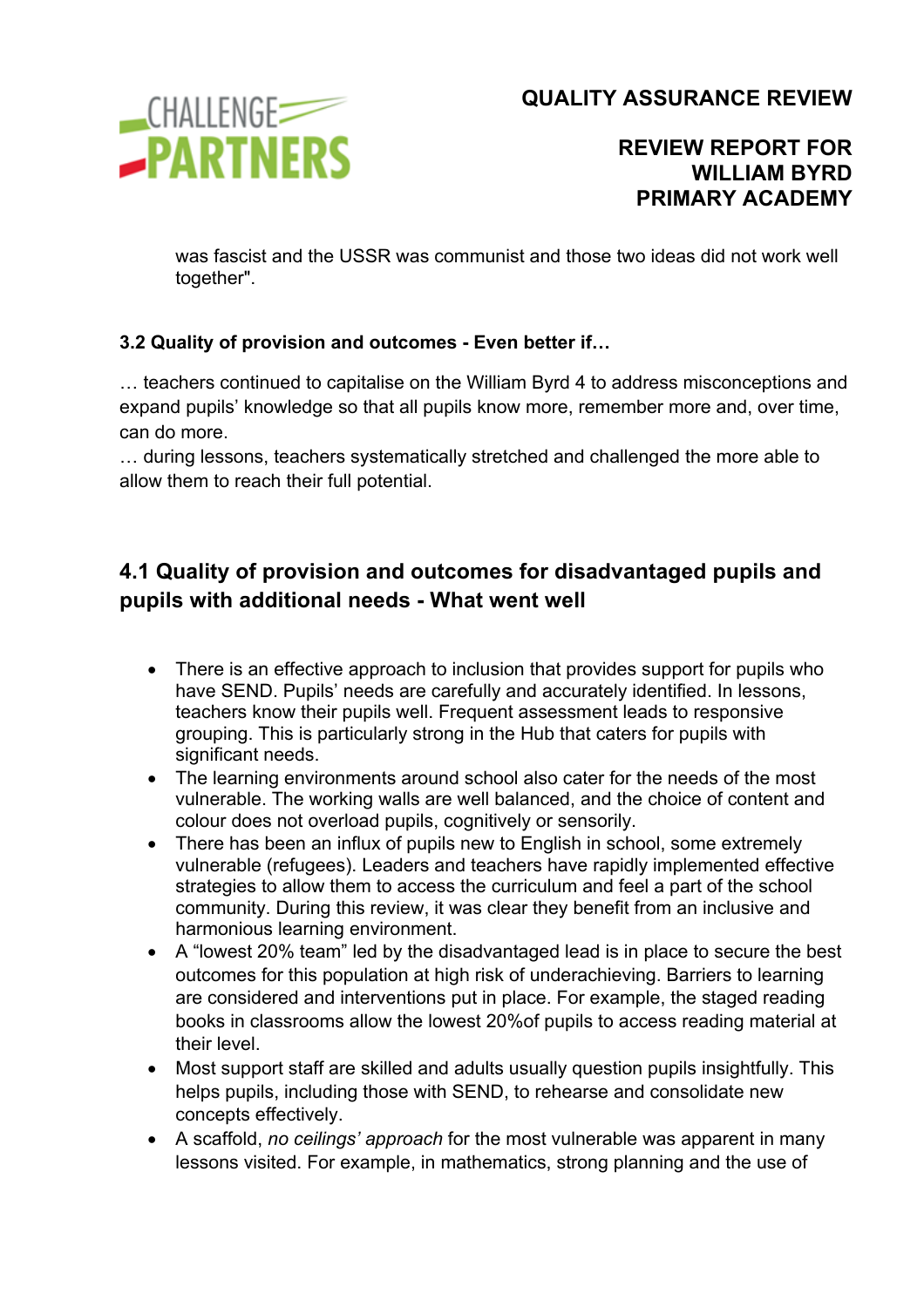was fascist and the USSR was communist and those two ideas did not work well together".

### 3.2 Quality of provision and outcomes - Even better if…

… teachers continued to capitalise on the William Byrd 4 to address misconceptions and expand pupils' knowledge so that all pupils know more, remember more and, over time, can do more.
… during lessons, teachers systematically stretched and challenged the more able to allow them to reach their full potential.

## 4.1 Quality of provision and outcomes for disadvantaged pupils and pupils with additional needs - What went well

- There is an effective approach to inclusion that provides support for pupils who have SEND. Pupils' needs are carefully and accurately identified. In lessons, teachers know their pupils well. Frequent assessment leads to responsive grouping. This is particularly strong in the Hub that caters for pupils with significant needs.
- The learning environments around school also cater for the needs of the most vulnerable. The working walls are well balanced, and the choice of content and colour does not overload pupils, cognitively or sensorily.
- There has been an influx of pupils new to English in school, some extremely vulnerable (refugees). Leaders and teachers have rapidly implemented effective strategies to allow them to access the curriculum and feel a part of the school community. During this review, it was clear they benefit from an inclusive and harmonious learning environment.
- A "lowest 20% team" led by the disadvantaged lead is in place to secure the best outcomes for this population at high risk of underachieving. Barriers to learning are considered and interventions put in place. For example, the staged reading books in classrooms allow the lowest 20%of pupils to access reading material at their level.
- Most support staff are skilled and adults usually question pupils insightfully. This helps pupils, including those with SEND, to rehearse and consolidate new concepts effectively.
- A scaffold, *no ceilings' approach* for the most vulnerable was apparent in many lessons visited. For example, in mathematics, strong planning and the use of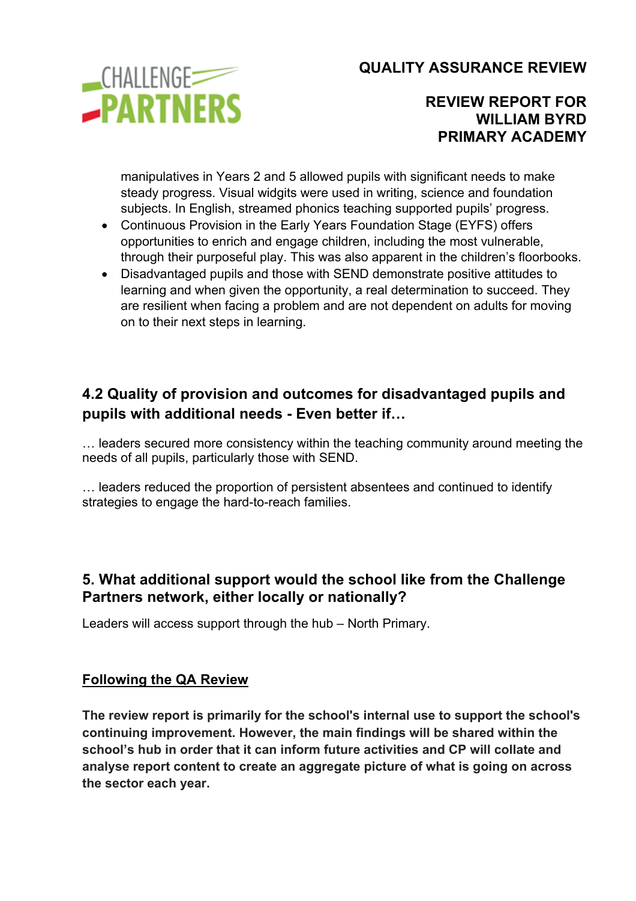manipulatives in Years 2 and 5 allowed pupils with significant needs to make steady progress. Visual widgits were used in writing, science and foundation subjects. In English, streamed phonics teaching supported pupils' progress.

- Continuous Provision in the Early Years Foundation Stage (EYFS) offers opportunities to enrich and engage children, including the most vulnerable, through their purposeful play. This was also apparent in the children's floorbooks.
- Disadvantaged pupils and those with SEND demonstrate positive attitudes to learning and when given the opportunity, a real determination to succeed. They are resilient when facing a problem and are not dependent on adults for moving on to their next steps in learning.

## 4.2 Quality of provision and outcomes for disadvantaged pupils and pupils with additional needs - Even better if…

… leaders secured more consistency within the teaching community around meeting the needs of all pupils, particularly those with SEND.

… leaders reduced the proportion of persistent absentees and continued to identify strategies to engage the hard-to-reach families.

## 5. What additional support would the school like from the Challenge Partners network, either locally or nationally?

Leaders will access support through the hub – North Primary.

### Following the QA Review

**The review report is primarily for the school's internal use to support the school's continuing improvement. However, the main findings will be shared within the school's hub in order that it can inform future activities and CP will collate and analyse report content to create an aggregate picture of what is going on across the sector each year.**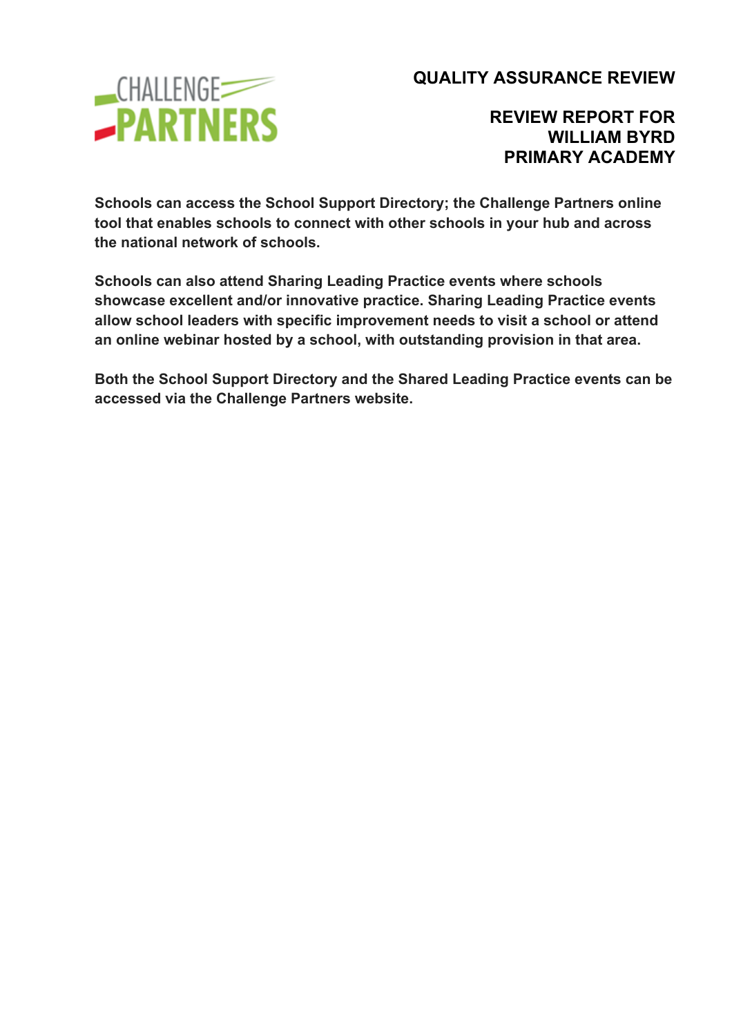**QUALITY ASSURANCE REVIEW**

**REVIEW REPORT FOR WILLIAM BYRD PRIMARY ACADEMY**

**Schools can access the School Support Directory; the Challenge Partners online tool that enables schools to connect with other schools in your hub and across the national network of schools.**

**Schools can also attend Sharing Leading Practice events where schools showcase excellent and/or innovative practice. Sharing Leading Practice events allow school leaders with specific improvement needs to visit a school or attend an online webinar hosted by a school, with outstanding provision in that area.**

**Both the School Support Directory and the Shared Leading Practice events can be accessed via the Challenge Partners website.**